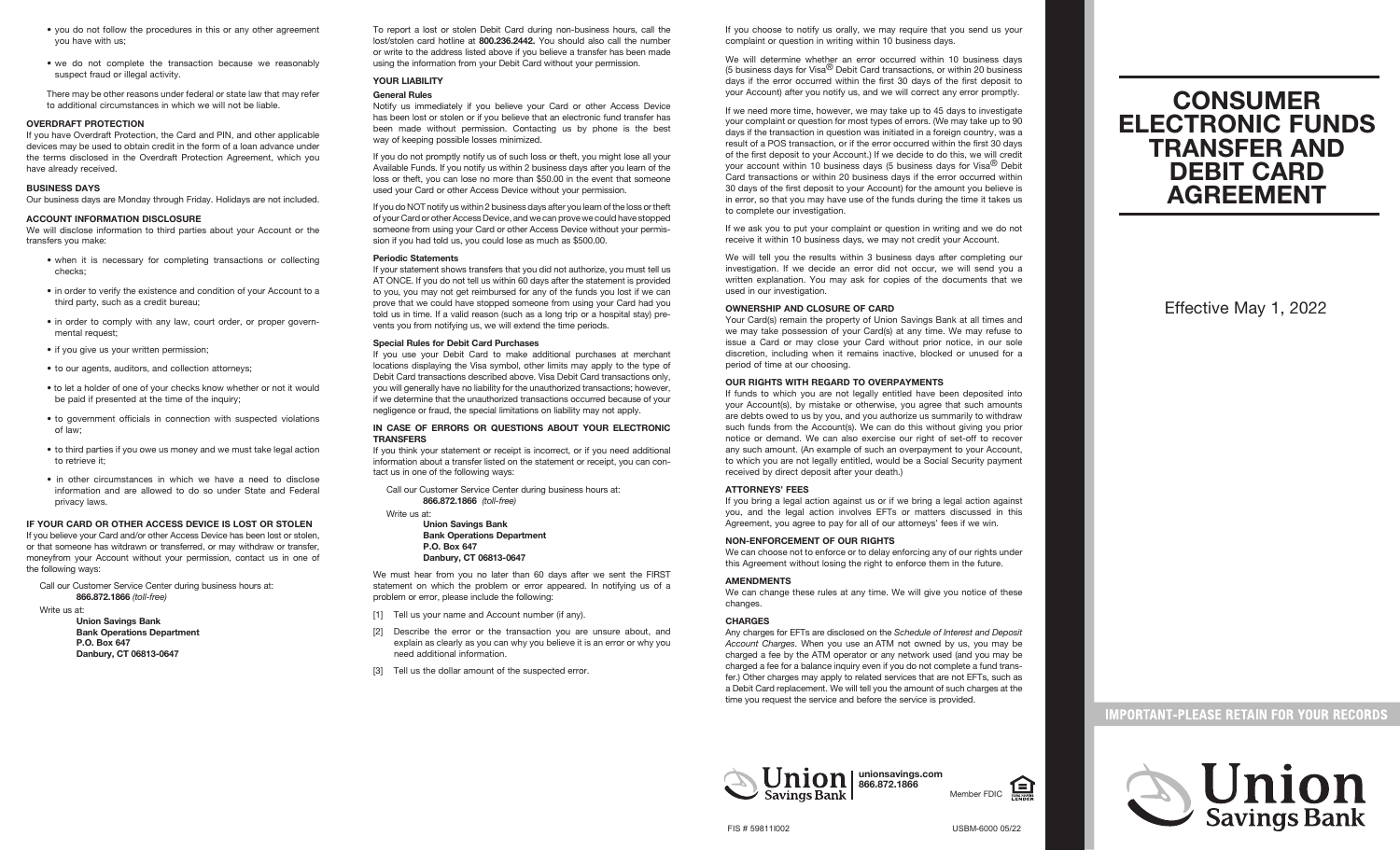- you do not follow the procedures in this or any other agreement you have with us;
- we do not complete the transaction because we reasonably suspect fraud or illegal activity.

There may be other reasons under federal or state law that may refer to additional circumstances in which we will not be liable.

### OVERDRAFT PROTECTION

If you have Overdraft Protection, the Card and PIN, and other applicable devices may be used to obtain credit in the form of a loan advance under the terms disclosed in the Overdraft Protection Agreement, which you have already received.

### BUSINESS DAYS

Our business days are Monday through Friday. Holidays are not included.

### ACCOUNT INFORMATION DISCLOSURE

We will disclose information to third parties about your Account or the transfers you make:

- when it is necessary for completing transactions or collecting checks;
- in order to verify the existence and condition of your Account to a third party, such as a credit bureau;
- in order to comply with any law, court order, or proper governmental request;
- if you give us your written permission;
- to our agents, auditors, and collection attorneys;
- to let a holder of one of your checks know whether or not it would be paid if presented at the time of the inquiry;
- to government officials in connection with suspected violations of law;
- to third parties if you owe us money and we must take legal action to retrieve it;
- in other circumstances in which we have a need to disclose information and are allowed to do so under State and Federal privacy laws.

### IF YOUR CARD OR OTHER ACCESS DEVICE IS LOST OR STOLEN

If you believe your Card and/or other Access Device has been lost or stolen, or that someone has witdrawn or transferred, or may withdraw or transfer, moneyfrom your Account without your permission, contact us in one of the following ways:

Call our Customer Service Center during business hours at:
**866.872.1866** *(toll-free)*

Write us at:
**Union Savings Bank**
**Bank Operations Department**
**P.O. Box 647**
**Danbury, CT 06813-0647**

To report a lost or stolen Debit Card during non-business hours, call the lost/stolen card hotline at **800.236.2442.** You should also call the number or write to the address listed above if you believe a transfer has been made using the information from your Debit Card without your permission.

### YOUR LIABILITY

#### General Rules

Notify us immediately if you believe your Card or other Access Device has been lost or stolen or if you believe that an electronic fund transfer has been made without permission. Contacting us by phone is the best way of keeping possible losses minimized.

If you do not promptly notify us of such loss or theft, you might lose all your Available Funds. If you notify us within 2 business days after you learn of the loss or theft, you can lose no more than $50.00 in the event that someone used your Card or other Access Device without your permission.

If you do NOT notify us within 2 business days after you learn of the loss or theft of your Card or other Access Device, and we can prove we could have stopped someone from using your Card or other Access Device without your permission if you had told us, you could lose as much as $500.00.

#### Periodic Statements

If your statement shows transfers that you did not authorize, you must tell us AT ONCE. If you do not tell us within 60 days after the statement is provided to you, you may not get reimbursed for any of the funds you lost if we can prove that we could have stopped someone from using your Card had you told us in time. If a valid reason (such as a long trip or a hospital stay) prevents you from notifying us, we will extend the time periods.

#### Special Rules for Debit Card Purchases

If you use your Debit Card to make additional purchases at merchant locations displaying the Visa symbol, other limits may apply to the type of Debit Card transactions described above. Visa Debit Card transactions only, you will generally have no liability for the unauthorized transactions; however, if we determine that the unauthorized transactions occurred because of your negligence or fraud, the special limitations on liability may not apply.

### IN CASE OF ERRORS OR QUESTIONS ABOUT YOUR ELECTRONIC TRANSFERS

If you think your statement or receipt is incorrect, or if you need additional information about a transfer listed on the statement or receipt, you can contact us in one of the following ways:

Call our Customer Service Center during business hours at:
**866.872.1866** *(toll-free)*

Write us at:
**Union Savings Bank**
**Bank Operations Department**
**P.O. Box 647**
**Danbury, CT 06813-0647**

We must hear from you no later than 60 days after we sent the FIRST statement on which the problem or error appeared. In notifying us of a problem or error, please include the following:

[1] Tell us your name and Account number (if any).

[2] Describe the error or the transaction you are unsure about, and explain as clearly as you can why you believe it is an error or why you need additional information.

[3] Tell us the dollar amount of the suspected error.

If you choose to notify us orally, we may require that you send us your complaint or question in writing within 10 business days.

We will determine whether an error occurred within 10 business days (5 business days for Visa® Debit Card transactions, or within 20 business days if the error occurred within the first 30 days of the first deposit to your Account) after you notify us, and we will correct any error promptly.

If we need more time, however, we may take up to 45 days to investigate your complaint or question for most types of errors. (We may take up to 90 days if the transaction in question was initiated in a foreign country, was a result of a POS transaction, or if the error occurred within the first 30 days of the first deposit to your Account.) If we decide to do this, we will credit your account within 10 business days (5 business days for Visa® Debit Card transactions or within 20 business days if the error occurred within 30 days of the first deposit to your Account) for the amount you believe is in error, so that you may have use of the funds during the time it takes us to complete our investigation.

If we ask you to put your complaint or question in writing and we do not receive it within 10 business days, we may not credit your Account.

We will tell you the results within 3 business days after completing our investigation. If we decide an error did not occur, we will send you a written explanation. You may ask for copies of the documents that we used in our investigation.

### OWNERSHIP AND CLOSURE OF CARD

Your Card(s) remain the property of Union Savings Bank at all times and we may take possession of your Card(s) at any time. We may refuse to issue a Card or may close your Card without prior notice, in our sole discretion, including when it remains inactive, blocked or unused for a period of time at our choosing.

### OUR RIGHTS WITH REGARD TO OVERPAYMENTS

If funds to which you are not legally entitled have been deposited into your Account(s), by mistake or otherwise, you agree that such amounts are debts owed to us by you, and you authorize us summarily to withdraw such funds from the Account(s). We can do this without giving you prior notice or demand. We can also exercise our right of set-off to recover any such amount. (An example of such an overpayment to your Account, to which you are not legally entitled, would be a Social Security payment received by direct deposit after your death.)

### ATTORNEYS' FEES

If you bring a legal action against us or if we bring a legal action against you, and the legal action involves EFTs or matters discussed in this Agreement, you agree to pay for all of our attorneys' fees if we win.

### NON-ENFORCEMENT OF OUR RIGHTS

We can choose not to enforce or to delay enforcing any of our rights under this Agreement without losing the right to enforce them in the future.

### AMENDMENTS

We can change these rules at any time. We will give you notice of these changes.

### CHARGES

Any charges for EFTs are disclosed on the *Schedule of Interest and Deposit Account Charges*. When you use an ATM not owned by us, you may be charged a fee by the ATM operator or any network used (and you may be charged a fee for a balance inquiry even if you do not complete a fund transfer.) Other charges may apply to related services that are not EFTs, such as a Debit Card replacement. We will tell you the amount of such charges at the time you request the service and before the service is provided.

Union Savings Bank | unionsavings.com 866.872.1866 Member FDIC

FIS # 598111002 USBM-6000 05/22

# CONSUMER ELECTRONIC FUNDS TRANSFER AND DEBIT CARD AGREEMENT

Effective May 1, 2022

**IMPORTANT-PLEASE RETAIN FOR YOUR RECORDS**

Union Savings Bank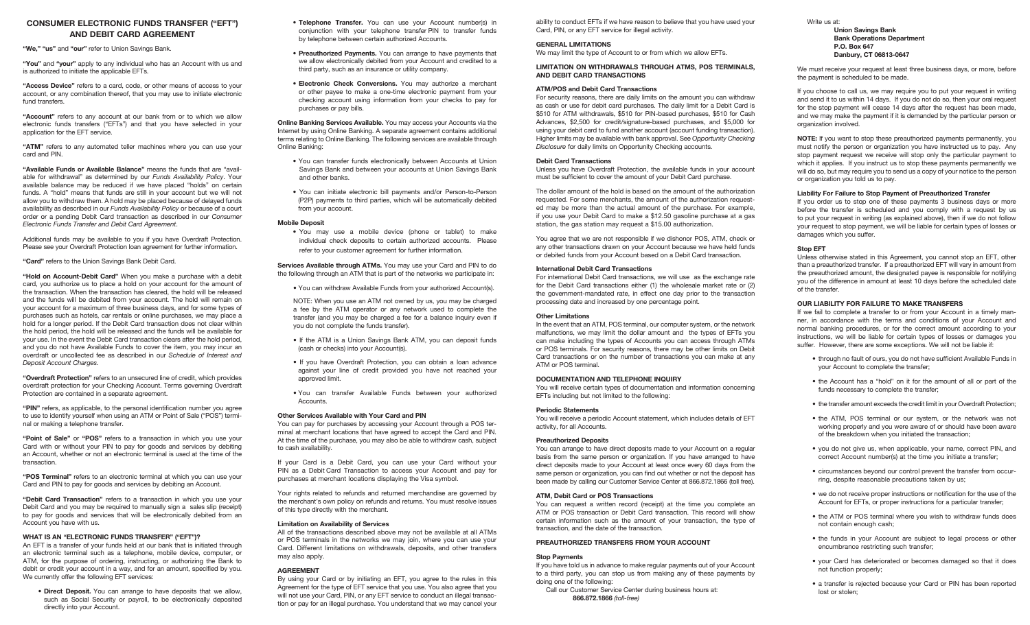# CONSUMER ELECTRONIC FUNDS TRANSFER ("EFT") AND DEBIT CARD AGREEMENT

**"We," "us"** and **"our"** refer to Union Savings Bank.

**"You"** and **"your"** apply to any individual who has an Account with us and is authorized to initiate the applicable EFTs.

**"Access Device"** refers to a card, code, or other means of access to your account, or any combination thereof, that you may use to initiate electronic fund transfers.

**"Account"** refers to any account at our bank from or to which we allow electronic funds transfers ("EFTs") and that you have selected in your application for the EFT service.

**"ATM"** refers to any automated teller machines where you can use your card and PIN.

**"Available Funds or Available Balance"** means the funds that are "available for withdrawal" as determined by our *Funds Availability Policy*. Your available balance may be reduced if we have placed "holds" on certain funds. A "hold" means that funds are still in your account but we will not allow you to withdraw them. A hold may be placed because of delayed funds availability as described in our *Funds Availability Policy* or because of a court order or a pending Debit Card transaction as described in our *Consumer Electronic Funds Transfer and Debit Card Agreement*.

Additional funds may be available to you if you have Overdraft Protection. Please see your Overdraft Protection loan agreement for further information.

**"Card"** refers to the Union Savings Bank Debit Card.

**"Hold on Account-Debit Card"** When you make a purchase with a debit card, you authorize us to place a hold on your account for the amount of the transaction. When the transaction has cleared, the hold will be released and the funds will be debited from your account. The hold will remain on your account for a maximum of three business days, and for some types of purchases such as hotels, car rentals or online purchases, we may place a hold for a longer period. If the Debit Card transaction does not clear within the hold period, the hold will be released and the funds will be available for your use. In the event the Debit Card transaction clears after the hold period, and you do not have Available Funds to cover the item, you may incur an overdraft or uncollected fee as described in our *Schedule of Interest and Deposit Account Charges.*

**"Overdraft Protection"** refers to an unsecured line of credit, which provides overdraft protection for your Checking Account. Terms governing Overdraft Protection are contained in a separate agreement.

**"PIN"** refers, as applicable, to the personal identification number you agree to use to identify yourself when using an ATM or Point of Sale ("POS") terminal or making a telephone transfer.

**"Point of Sale"** or **"POS"** refers to a transaction in which you use your Card with or without your PIN to pay for goods and services by debiting an Account, whether or not an electronic terminal is used at the time of the transaction.

**"POS Terminal"** refers to an electronic terminal at which you can use your Card and PIN to pay for goods and services by debiting an Account.

**"Debit Card Transaction"** refers to a transaction in which you use your Debit Card and you may be required to manually sign a sales slip (receipt) to pay for goods and services that will be electronically debited from an Account you have with us.

### WHAT IS AN "ELECTRONIC FUNDS TRANSFER" ("EFT")?

An EFT is a transfer of your funds held at our bank that is initiated through an electronic terminal such as a telephone, mobile device, computer, or ATM, for the purpose of ordering, instructing, or authorizing the Bank to debit or credit your account in a way, and for an amount, specified by you. We currently offer the following EFT services:

- **Direct Deposit.** You can arrange to have deposits that we allow, such as Social Security or payroll, to be electronically deposited directly into your Account.
- **Telephone Transfer.** You can use your Account number(s) in conjunction with your telephone transfer PIN to transfer funds by telephone between certain authorized Accounts.
- **Preauthorized Payments.** You can arrange to have payments that we allow electronically debited from your Account and credited to a third party, such as an insurance or utility company.
- **Electronic Check Conversions.** You may authorize a merchant or other payee to make a one-time electronic payment from your checking account using information from your checks to pay for purchases or pay bills.

**Online Banking Services Available.** You may access your Accounts via the Internet by using Online Banking. A separate agreement contains additional terms relating to Online Banking. The following services are available through Online Banking:

- You can transfer funds electronically between Accounts at Union Savings Bank and between your accounts at Union Savings Bank and other banks.
- You can initiate electronic bill payments and/or Person-to-Person (P2P) payments to third parties, which will be automatically debited from your account.

**Mobile Deposit**

- You may use a mobile device (phone or tablet) to make individual check deposits to certain authorized accounts. Please refer to your customer agreement for further information.

**Services Available through ATMs.** You may use your Card and PIN to do the following through an ATM that is part of the networks we participate in:

- You can withdraw Available Funds from your authorized Account(s).

NOTE: When you use an ATM not owned by us, you may be charged a fee by the ATM operator or any network used to complete the transfer (and you may be charged a fee for a balance inquiry even if you do not complete the funds transfer).

- If the ATM is a Union Savings Bank ATM, you can deposit funds (cash or checks) into your Account(s).
- If you have Overdraft Protection, you can obtain a loan advance against your line of credit provided you have not reached your approved limit.
- You can transfer Available Funds between your authorized Accounts.

**Other Services Available with Your Card and PIN**

You can pay for purchases by accessing your Account through a POS terminal at merchant locations that have agreed to accept the Card and PIN. At the time of the purchase, you may also be able to withdraw cash, subject to cash availability.

If your Card is a Debit Card, you can use your Card without your PIN as a Debit Card Transaction to access your Account and pay for purchases at merchant locations displaying the Visa symbol.

Your rights related to refunds and returned merchandise are governed by the merchant's own policy on refunds and returns. You must resolve issues of this type directly with the merchant.

**Limitation on Availability of Services**

All of the transactions described above may not be available at all ATMs or POS terminals in the networks we may join, where you can use your Card. Different limitations on withdrawals, deposits, and other transfers may also apply.

### AGREEMENT

By using your Card or by initiating an EFT, you agree to the rules in this Agreement for the type of EFT service that you use. You also agree that you will not use your Card, PIN, or any EFT service to conduct an illegal transaction or pay for an illegal purchase. You understand that we may cancel your ability to conduct EFTs if we have reason to believe that you have used your Card, PIN, or any EFT service for illegal activity.

### GENERAL LIMITATIONS

We may limit the type of Account to or from which we allow EFTs.

### LIMITATION ON WITHDRAWALS THROUGH ATMS, POS TERMINALS, AND DEBIT CARD TRANSACTIONS

**ATM/POS and Debit Card Transactions**

For security reasons, there are daily limits on the amount you can withdraw as cash or use for debit card purchases. The daily limit for a Debit Card is $510 for ATM withdrawals, $510 for PIN-based purchases, $510 for Cash Advances, $2,500 for credit/signature-based purchases, and $5,000 for using your debit card to fund another account (account funding transaction). Higher limits may be available with bank approval. See *Opportunity Checking Disclosure* for daily limits on Opportunity Checking accounts.

**Debit Card Transactions**

Unless you have Overdraft Protection, the available funds in your account must be sufficient to cover the amount of your Debit Card purchase.

The dollar amount of the hold is based on the amount of the authorization requested. For some merchants, the amount of the authorization requested may be more than the actual amount of the purchase. For example, if you use your Debit Card to make a $12.50 gasoline purchase at a gas station, the gas station may request a $15.00 authorization.

You agree that we are not responsible if we dishonor POS, ATM, check or any other transactions drawn on your Account because we have held funds or debited funds from your Account based on a Debit Card transaction.

**International Debit Card Transactions**

For international Debit Card transactions, we will use as the exchange rate for the Debit Card transactions either (1) the wholesale market rate or (2) the government-mandated rate, in effect one day prior to the transaction processing date and increased by one percentage point.

**Other Limitations**

In the event that an ATM, POS terminal, our computer system, or the network malfunctions, we may limit the dollar amount and the types of EFTs you can make including the types of Accounts you can access through ATMs or POS terminals. For security reasons, there may be other limits on Debit Card transactions or on the number of transactions you can make at any ATM or POS terminal.

### DOCUMENTATION AND TELEPHONE INQUIRY

You will receive certain types of documentation and information concerning EFTs including but not limited to the following:

**Periodic Statements**

You will receive a periodic Account statement, which includes details of EFT activity, for all Accounts.

**Preauthorized Deposits**

You can arrange to have direct deposits made to your Account on a regular basis from the same person or organization. If you have arranged to have direct deposits made to your Account at least once every 60 days from the same person or organization, you can find out whether or not the deposit has been made by calling our Customer Service Center at 866.872.1866 (toll free).

**ATM, Debit Card or POS Transactions**

You can request a written record (receipt) at the time you complete an ATM or POS transaction or Debit Card transaction. This record will show certain information such as the amount of your transaction, the type of transaction, and the date of the transaction.

### PREAUTHORIZED TRANSFERS FROM YOUR ACCOUNT

**Stop Payments**

If you have told us in advance to make regular payments out of your Account to a third party, you can stop us from making any of these payments by doing one of the following:

Call our Customer Service Center during business hours at:
**866.872.1866** *(toll-free)*

Write us at:

**Union Savings Bank**
**Bank Operations Department**
**P.O. Box 647**
**Danbury, CT 06813-0647**

We must receive your request at least three business days, or more, before the payment is scheduled to be made.

If you choose to call us, we may require you to put your request in writing and send it to us within 14 days. If you do not do so, then your oral request for the stop payment will cease 14 days after the request has been made, and we may make the payment if it is demanded by the particular person or organization involved.

**NOTE:** If you want to stop these preauthorized payments permanently, you must notify the person or organization you have instructed us to pay. Any stop payment request we receive will stop only the particular payment to which it applies. If you instruct us to stop these payments permanently we will do so, but may require you to send us a copy of your notice to the person or organization you told us to pay.

**Liability For Failure to Stop Payment of Preauthorized Transfer**

If you order us to stop one of these payments 3 business days or more before the transfer is scheduled and you comply with a request by us to put your request in writing (as explained above), then if we do not follow your request to stop payment, we will be liable for certain types of losses or damages which you suffer.

**Stop EFT**

Unless otherwise stated in this Agreement, you cannot stop an EFT, other than a preauthorized transfer. If a preauthorized EFT will vary in amount from the preauthorized amount, the designated payee is responsible for notifying you of the difference in amount at least 10 days before the scheduled date of the transfer.

### OUR LIABILITY FOR FAILURE TO MAKE TRANSFERS

If we fail to complete a transfer to or from your Account in a timely manner, in accordance with the terms and conditions of your Account and normal banking procedures, or for the correct amount according to your instructions, we will be liable for certain types of losses or damages you suffer. However, there are some exceptions. We will not be liable if:

- through no fault of ours, you do not have sufficient Available Funds in your Account to complete the transfer;
- the Account has a "hold" on it for the amount of all or part of the funds necessary to complete the transfer;
- the transfer amount exceeds the credit limit in your Overdraft Protection;
- the ATM, POS terminal or our system, or the network was not working properly and you were aware of or should have been aware of the breakdown when you initiated the transaction;
- you do not give us, when applicable, your name, correct PIN, and correct Account number(s) at the time you initiate a transfer;
- circumstances beyond our control prevent the transfer from occurring, despite reasonable precautions taken by us;
- we do not receive proper instructions or notification for the use of the Account for EFTs, or proper instructions for a particular transfer;
- the ATM or POS terminal where you wish to withdraw funds does not contain enough cash;
- the funds in your Account are subject to legal process or other encumbrance restricting such transfer;
- your Card has deteriorated or becomes damaged so that it does not function properly;
- a transfer is rejected because your Card or PIN has been reported lost or stolen;